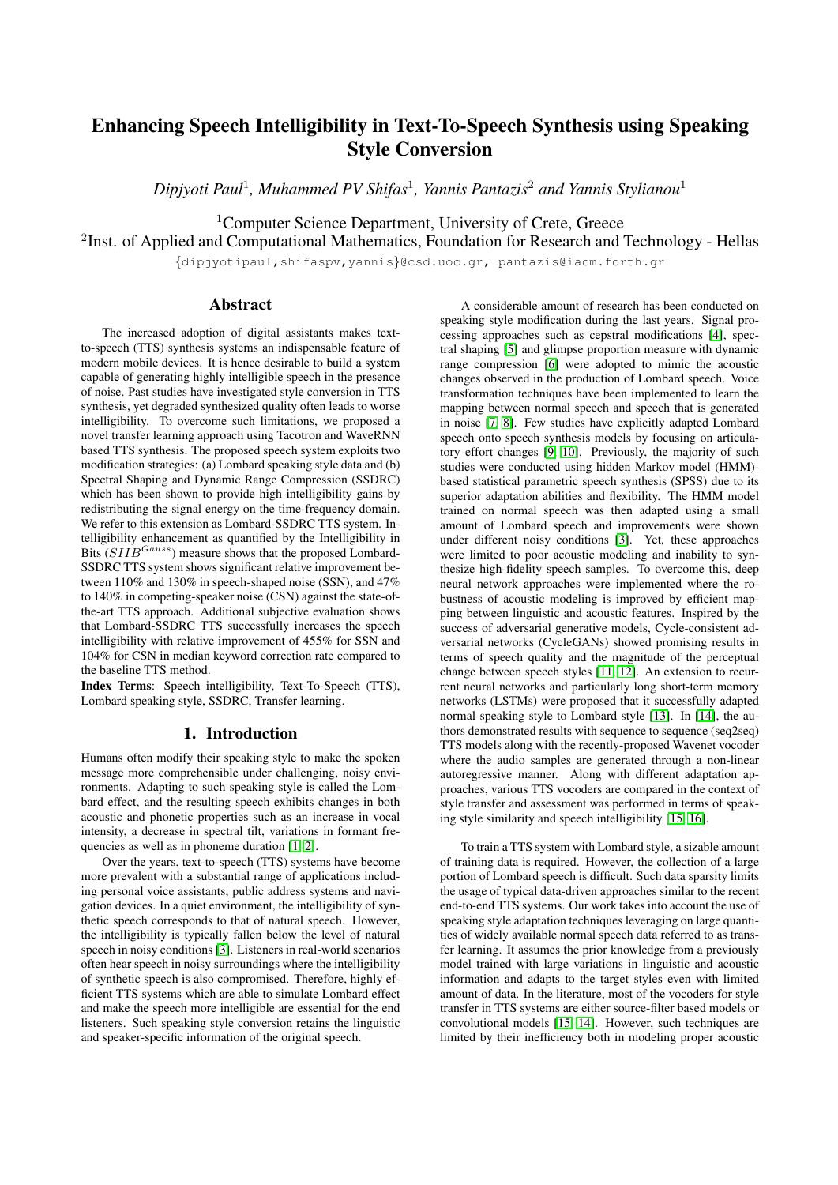# Enhancing Speech Intelligibility in Text-To-Speech Synthesis using Speaking Style Conversion

*Dipjyoti Paul*[1], *Muhammed PV Shifas*[1], *Yannis Pantazis*[2] *and Yannis Stylianou*[1]

[1]Computer Science Department, University of Crete, Greece

[2]Inst. of Applied and Computational Mathematics, Foundation for Research and Technology - Hellas

{dipjyotipaul,shifaspv,yannis}@csd.uoc.gr, pantazis@iacm.forth.gr

## Abstract

The increased adoption of digital assistants makes text-to-speech (TTS) synthesis systems an indispensable feature of modern mobile devices. It is hence desirable to build a system capable of generating highly intelligible speech in the presence of noise. Past studies have investigated style conversion in TTS synthesis, yet degraded synthesized quality often leads to worse intelligibility. To overcome such limitations, we proposed a novel transfer learning approach using Tacotron and WaveRNN based TTS synthesis. The proposed speech system exploits two modification strategies: (a) Lombard speaking style data and (b) Spectral Shaping and Dynamic Range Compression (SSDRC) which has been shown to provide high intelligibility gains by redistributing the signal energy on the time-frequency domain. We refer to this extension as Lombard-SSDRC TTS system. Intelligibility enhancement as quantified by the Intelligibility in Bits ($SIIB^{Gauss}$) measure shows that the proposed Lombard-SSDRC TTS system shows significant relative improvement between 110% and 130% in speech-shaped noise (SSN), and 47% to 140% in competing-speaker noise (CSN) against the state-of-the-art TTS approach. Additional subjective evaluation shows that Lombard-SSDRC TTS successfully increases the speech intelligibility with relative improvement of 455% for SSN and 104% for CSN in median keyword correction rate compared to the baseline TTS method.

**Index Terms**: Speech intelligibility, Text-To-Speech (TTS), Lombard speaking style, SSDRC, Transfer learning.

## 1. Introduction

Humans often modify their speaking style to make the spoken message more comprehensible under challenging, noisy environments. Adapting to such speaking style is called the Lombard effect, and the resulting speech exhibits changes in both acoustic and phonetic properties such as an increase in vocal intensity, a decrease in spectral tilt, variations in formant frequencies as well as in phoneme duration [1, 2].

Over the years, text-to-speech (TTS) systems have become more prevalent with a substantial range of applications including personal voice assistants, public address systems and navigation devices. In a quiet environment, the intelligibility of synthetic speech corresponds to that of natural speech. However, the intelligibility is typically fallen below the level of natural speech in noisy conditions [3]. Listeners in real-world scenarios often hear speech in noisy surroundings where the intelligibility of synthetic speech is also compromised. Therefore, highly efficient TTS systems which are able to simulate Lombard effect and make the speech more intelligible are essential for the end listeners. Such speaking style conversion retains the linguistic and speaker-specific information of the original speech.

A considerable amount of research has been conducted on speaking style modification during the last years. Signal processing approaches such as cepstral modifications [4], spectral shaping [5] and glimpse proportion measure with dynamic range compression [6] were adopted to mimic the acoustic changes observed in the production of Lombard speech. Voice transformation techniques have been implemented to learn the mapping between normal speech and speech that is generated in noise [7, 8]. Few studies have explicitly adapted Lombard speech onto speech synthesis models by focusing on articulatory effort changes [9, 10]. Previously, the majority of such studies were conducted using hidden Markov model (HMM)-based statistical parametric speech synthesis (SPSS) due to its superior adaptation abilities and flexibility. The HMM model trained on normal speech was then adapted using a small amount of Lombard speech and improvements were shown under different noisy conditions [3]. Yet, these approaches were limited to poor acoustic modeling and inability to synthesize high-fidelity speech samples. To overcome this, deep neural network approaches were implemented where the robustness of acoustic modeling is improved by efficient mapping between linguistic and acoustic features. Inspired by the success of adversarial generative models, Cycle-consistent adversarial networks (CycleGANs) showed promising results in terms of speech quality and the magnitude of the perceptual change between speech styles [11, 12]. An extension to recurrent neural networks and particularly long short-term memory networks (LSTMs) were proposed that it successfully adapted normal speaking style to Lombard style [13]. In [14], the authors demonstrated results with sequence to sequence (seq2seq) TTS models along with the recently-proposed Wavenet vocoder where the audio samples are generated through a non-linear autoregressive manner. Along with different adaptation approaches, various TTS vocoders are compared in the context of style transfer and assessment was performed in terms of speaking style similarity and speech intelligibility [15, 16].

To train a TTS system with Lombard style, a sizable amount of training data is required. However, the collection of a large portion of Lombard speech is difficult. Such data sparsity limits the usage of typical data-driven approaches similar to the recent end-to-end TTS systems. Our work takes into account the use of speaking style adaptation techniques leveraging on large quantities of widely available normal speech data referred to as transfer learning. It assumes the prior knowledge from a previously model trained with large variations in linguistic and acoustic information and adapts to the target styles even with limited amount of data. In the literature, most of the vocoders for style transfer in TTS systems are either source-filter based models or convolutional models [15, 14]. However, such techniques are limited by their inefficiency both in modeling proper acoustic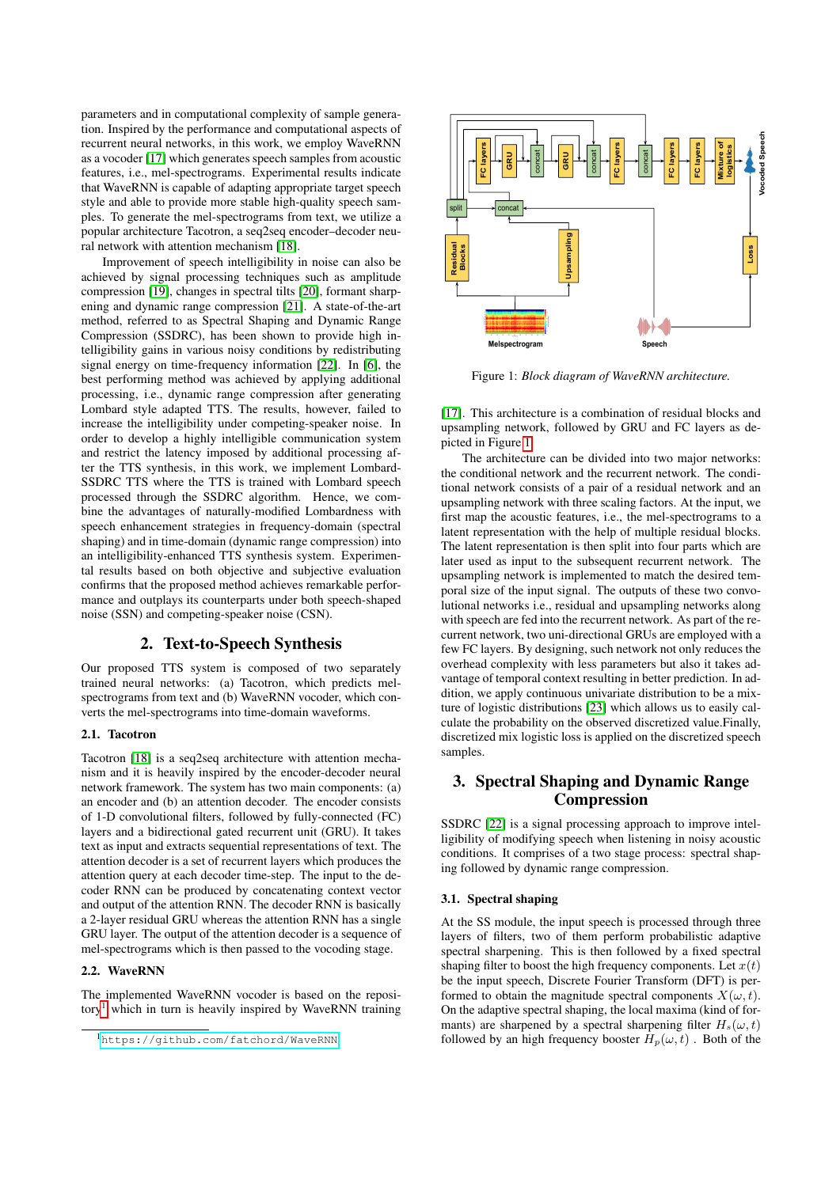parameters and in computational complexity of sample generation. Inspired by the performance and computational aspects of recurrent neural networks, in this work, we employ WaveRNN as a vocoder [17] which generates speech samples from acoustic features, i.e., mel-spectrograms. Experimental results indicate that WaveRNN is capable of adapting appropriate target speech style and able to provide more stable high-quality speech samples. To generate the mel-spectrograms from text, we utilize a popular architecture Tacotron, a seq2seq encoder–decoder neural network with attention mechanism [18].

Improvement of speech intelligibility in noise can also be achieved by signal processing techniques such as amplitude compression [19], changes in spectral tilts [20], formant sharpening and dynamic range compression [21]. A state-of-the-art method, referred to as Spectral Shaping and Dynamic Range Compression (SSDRC), has been shown to provide high intelligibility gains in various noisy conditions by redistributing signal energy on time-frequency information [22]. In [6], the best performing method was achieved by applying additional processing, i.e., dynamic range compression after generating Lombard style adapted TTS. The results, however, failed to increase the intelligibility under competing-speaker noise. In order to develop a highly intelligible communication system and restrict the latency imposed by additional processing after the TTS synthesis, in this work, we implement Lombard-SSDRC TTS where the TTS is trained with Lombard speech processed through the SSDRC algorithm. Hence, we combine the advantages of naturally-modified Lombardness with speech enhancement strategies in frequency-domain (spectral shaping) and in time-domain (dynamic range compression) into an intelligibility-enhanced TTS synthesis system. Experimental results based on both objective and subjective evaluation confirms that the proposed method achieves remarkable performance and outplays its counterparts under both speech-shaped noise (SSN) and competing-speaker noise (CSN).

## 2. Text-to-Speech Synthesis

Our proposed TTS system is composed of two separately trained neural networks: (a) Tacotron, which predicts mel-spectrograms from text and (b) WaveRNN vocoder, which converts the mel-spectrograms into time-domain waveforms.

### 2.1. Tacotron

Tacotron [18] is a seq2seq architecture with attention mechanism and it is heavily inspired by the encoder-decoder neural network framework. The system has two main components: (a) an encoder and (b) an attention decoder. The encoder consists of 1-D convolutional filters, followed by fully-connected (FC) layers and a bidirectional gated recurrent unit (GRU). It takes text as input and extracts sequential representations of text. The attention decoder is a set of recurrent layers which produces the attention query at each decoder time-step. The input to the decoder RNN can be produced by concatenating context vector and output of the attention RNN. The decoder RNN is basically a 2-layer residual GRU whereas the attention RNN has a single GRU layer. The output of the attention decoder is a sequence of mel-spectrograms which is then passed to the vocoding stage.

### 2.2. WaveRNN

The implemented WaveRNN vocoder is based on the repository[1] which in turn is heavily inspired by WaveRNN training [17]. This architecture is a combination of residual blocks and upsampling network, followed by GRU and FC layers as depicted in Figure 1.

Figure 1: *Block diagram of WaveRNN architecture.*

The architecture can be divided into two major networks: the conditional network and the recurrent network. The conditional network consists of a pair of a residual network and an upsampling network with three scaling factors. At the input, we first map the acoustic features, i.e., the mel-spectrograms to a latent representation with the help of multiple residual blocks. The latent representation is then split into four parts which are later used as input to the subsequent recurrent network. The upsampling network is implemented to match the desired temporal size of the input signal. The outputs of these two convolutional networks i.e., residual and upsampling networks along with speech are fed into the recurrent network. As part of the recurrent network, two uni-directional GRUs are employed with a few FC layers. By designing, such network not only reduces the overhead complexity with less parameters but also it takes advantage of temporal context resulting in better prediction. In addition, we apply continuous univariate distribution to be a mixture of logistic distributions [23] which allows us to easily calculate the probability on the observed discretized value.Finally, discretized mix logistic loss is applied on the discretized speech samples.

## 3. Spectral Shaping and Dynamic Range Compression

SSDRC [22] is a signal processing approach to improve intelligibility of modifying speech when listening in noisy acoustic conditions. It comprises of a two stage process: spectral shaping followed by dynamic range compression.

### 3.1. Spectral shaping

At the SS module, the input speech is processed through three layers of filters, two of them perform probabilistic adaptive spectral sharpening. This is then followed by a fixed spectral shaping filter to boost the high frequency components. Let $x(t)$ be the input speech, Discrete Fourier Transform (DFT) is performed to obtain the magnitude spectral components $X(\omega, t)$. On the adaptive spectral shaping, the local maxima (kind of formants) are sharpened by a spectral sharpening filter $H_s(\omega, t)$ followed by an high frequency booster $H_p(\omega, t)$ . Both of the

[1] https://github.com/fatchord/WaveRNN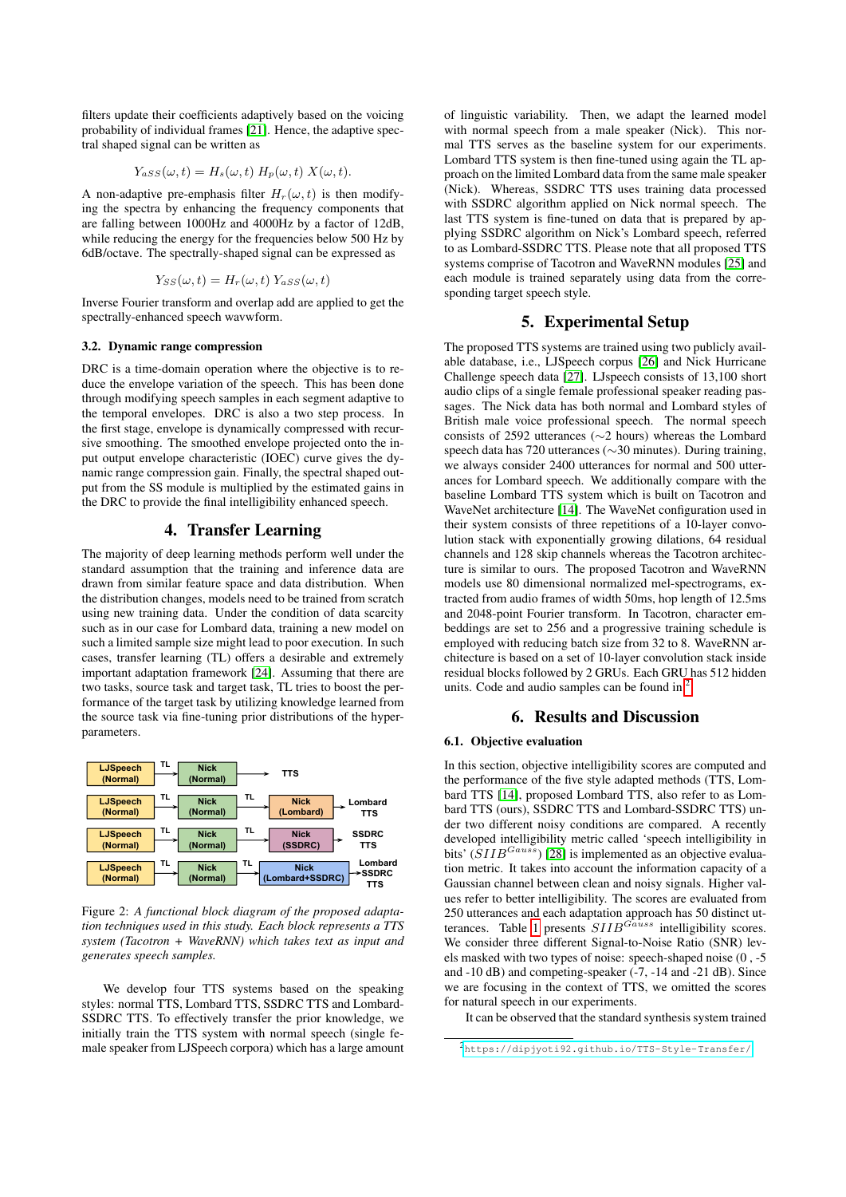filters update their coefficients adaptively based on the voicing probability of individual frames [21]. Hence, the adaptive spectral shaped signal can be written as

$$Y_{aSS}(\omega, t) = H_s(\omega, t)\ H_p(\omega, t)\ X(\omega, t).$$

A non-adaptive pre-emphasis filter $H_r(\omega, t)$ is then modifying the spectra by enhancing the frequency components that are falling between 1000Hz and 4000Hz by a factor of 12dB, while reducing the energy for the frequencies below 500 Hz by 6dB/octave. The spectrally-shaped signal can be expressed as

$$Y_{SS}(\omega, t) = H_r(\omega, t)\ Y_{aSS}(\omega, t)$$

Inverse Fourier transform and overlap add are applied to get the spectrally-enhanced speech wavwform.

### 3.2. Dynamic range compression

DRC is a time-domain operation where the objective is to reduce the envelope variation of the speech. This has been done through modifying speech samples in each segment adaptive to the temporal envelopes. DRC is also a two step process. In the first stage, envelope is dynamically compressed with recursive smoothing. The smoothed envelope projected onto the input output envelope characteristic (IOEC) curve gives the dynamic range compression gain. Finally, the spectral shaped output from the SS module is multiplied by the estimated gains in the DRC to provide the final intelligibility enhanced speech.

## 4. Transfer Learning

The majority of deep learning methods perform well under the standard assumption that the training and inference data are drawn from similar feature space and data distribution. When the distribution changes, models need to be trained from scratch using new training data. Under the condition of data scarcity such as in our case for Lombard data, training a new model on such a limited sample size might lead to poor execution. In such cases, transfer learning (TL) offers a desirable and extremely important adaptation framework [24]. Assuming that there are two tasks, source task and target task, TL tries to boost the performance of the target task by utilizing knowledge learned from the source task via fine-tuning prior distributions of the hyper-parameters.

| | | | | | |
|---|---|---|---|---|---|
| LJSpeech (Normal) | TL → | Nick (Normal) | → | | TTS |
| LJSpeech (Normal) | TL → | Nick (Normal) | TL → | Nick (Lombard) | Lombard TTS |
| LJSpeech (Normal) | TL → | Nick (Normal) | TL → | Nick (SSDRC) | SSDRC TTS |
| LJSpeech (Normal) | TL → | Nick (Normal) | TL → | Nick (Lombard+SSDRC) | Lombard +SSDRC TTS |

Figure 2: *A functional block diagram of the proposed adaptation techniques used in this study. Each block represents a TTS system (Tacotron + WaveRNN) which takes text as input and generates speech samples.*

We develop four TTS systems based on the speaking styles: normal TTS, Lombard TTS, SSDRC TTS and Lombard-SSDRC TTS. To effectively transfer the prior knowledge, we initially train the TTS system with normal speech (single female speaker from LJSpeech corpora) which has a large amount of linguistic variability. Then, we adapt the learned model with normal speech from a male speaker (Nick). This normal TTS serves as the baseline system for our experiments. Lombard TTS system is then fine-tuned using again the TL approach on the limited Lombard data from the same male speaker (Nick). Whereas, SSDRC TTS uses training data processed with SSDRC algorithm applied on Nick normal speech. The last TTS system is fine-tuned on data that is prepared by applying SSDRC algorithm on Nick's Lombard speech, referred to as Lombard-SSDRC TTS. Please note that all proposed TTS systems comprise of Tacotron and WaveRNN modules [25] and each module is trained separately using data from the corresponding target speech style.

## 5. Experimental Setup

The proposed TTS systems are trained using two publicly available database, i.e., LJSpeech corpus [26] and Nick Hurricane Challenge speech data [27]. LJspeech consists of 13,100 short audio clips of a single female professional speaker reading passages. The Nick data has both normal and Lombard styles of British male voice professional speech. The normal speech consists of 2592 utterances (∼2 hours) whereas the Lombard speech data has 720 utterances (∼30 minutes). During training, we always consider 2400 utterances for normal and 500 utterances for Lombard speech. We additionally compare with the baseline Lombard TTS system which is built on Tacotron and WaveNet architecture [14]. The WaveNet configuration used in their system consists of three repetitions of a 10-layer convolution stack with exponentially growing dilations, 64 residual channels and 128 skip channels whereas the Tacotron architecture is similar to ours. The proposed Tacotron and WaveRNN models use 80 dimensional normalized mel-spectrograms, extracted from audio frames of width 50ms, hop length of 12.5ms and 2048-point Fourier transform. In Tacotron, character embeddings are set to 256 and a progressive training schedule is employed with reducing batch size from 32 to 8. WaveRNN architecture is based on a set of 10-layer convolution stack inside residual blocks followed by 2 GRUs. Each GRU has 512 hidden units. Code and audio samples can be found in[2].

## 6. Results and Discussion

### 6.1. Objective evaluation

In this section, objective intelligibility scores are computed and the performance of the five style adapted methods (TTS, Lombard TTS [14], proposed Lombard TTS, also refer to as Lombard TTS (ours), SSDRC TTS and Lombard-SSDRC TTS) under two different noisy conditions are compared. A recently developed intelligibility metric called 'speech intelligibility in bits' ($SIIB^{Gauss}$) [28] is implemented as an objective evaluation metric. It takes into account the information capacity of a Gaussian channel between clean and noisy signals. Higher values refer to better intelligibility. The scores are evaluated from 250 utterances and each adaptation approach has 50 distinct utterances. Table 1 presents $SIIB^{Gauss}$ intelligibility scores. We consider three different Signal-to-Noise Ratio (SNR) levels masked with two types of noise: speech-shaped noise (0 , -5 and -10 dB) and competing-speaker (-7, -14 and -21 dB). Since we are focusing in the context of TTS, we omitted the scores for natural speech in our experiments.

It can be observed that the standard synthesis system trained

[2] https://dipjyoti92.github.io/TTS-Style-Transfer/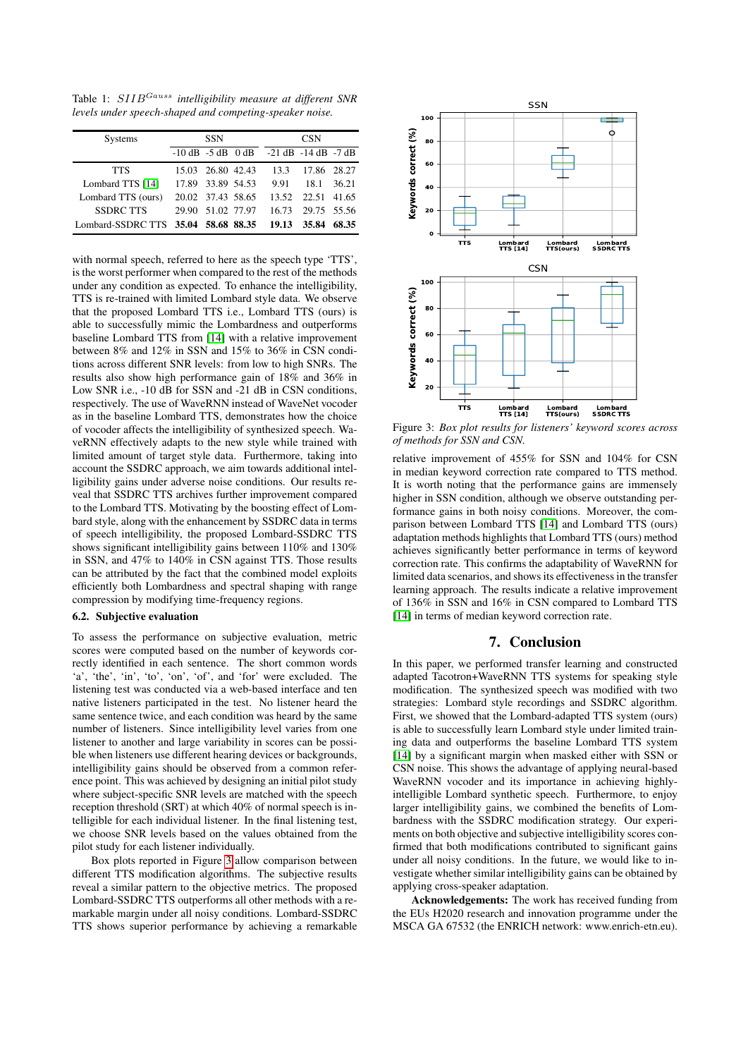Table 1: *$SIIB^{Gauss}$ intelligibility measure at different SNR levels under speech-shaped and competing-speaker noise.*

| Systems | SSN | | | CSN | | |
|---|---|---|---|---|---|---|
| | -10 dB | -5 dB | 0 dB | -21 dB | -14 dB | -7 dB |
| TTS | 15.03 | 26.80 | 42.43 | 13.3 | 17.86 | 28.27 |
| Lombard TTS [14] | 17.89 | 33.89 | 54.53 | 9.91 | 18.1 | 36.21 |
| Lombard TTS (ours) | 20.02 | 37.43 | 58.65 | 13.52 | 22.51 | 41.65 |
| SSDRC TTS | 29.90 | 51.02 | 77.97 | 16.73 | 29.75 | 55.56 |
| Lombard-SSDRC TTS | **35.04** | **58.68** | **88.35** | **19.13** | **35.84** | **68.35** |

with normal speech, referred to here as the speech type 'TTS', is the worst performer when compared to the rest of the methods under any condition as expected. To enhance the intelligibility, TTS is re-trained with limited Lombard style data. We observe that the proposed Lombard TTS i.e., Lombard TTS (ours) is able to successfully mimic the Lombardness and outperforms baseline Lombard TTS from [14] with a relative improvement between 8% and 12% in SSN and 15% to 36% in CSN conditions across different SNR levels: from low to high SNRs. The results also show high performance gain of 18% and 36% in Low SNR i.e., -10 dB for SSN and -21 dB in CSN conditions, respectively. The use of WaveRNN instead of WaveNet vocoder as in the baseline Lombard TTS, demonstrates how the choice of vocoder affects the intelligibility of synthesized speech. WaveRNN effectively adapts to the new style while trained with limited amount of target style data. Furthermore, taking into account the SSDRC approach, we aim towards additional intelligibility gains under adverse noise conditions. Our results reveal that SSDRC TTS archives further improvement compared to the Lombard TTS. Motivating by the boosting effect of Lombard style, along with the enhancement by SSDRC data in terms of speech intelligibility, the proposed Lombard-SSDRC TTS shows significant intelligibility gains between 110% and 130% in SSN, and 47% to 140% in CSN against TTS. Those results can be attributed by the fact that the combined model exploits efficiently both Lombardness and spectral shaping with range compression by modifying time-frequency regions.

### 6.2. Subjective evaluation

To assess the performance on subjective evaluation, metric scores were computed based on the number of keywords correctly identified in each sentence. The short common words 'a', 'the', 'in', 'to', 'on', 'of', and 'for' were excluded. The listening test was conducted via a web-based interface and ten native listeners participated in the test. No listener heard the same sentence twice, and each condition was heard by the same number of listeners. Since intelligibility level varies from one listener to another and large variability in scores can be possible when listeners use different hearing devices or backgrounds, intelligibility gains should be observed from a common reference point. This was achieved by designing an initial pilot study where subject-specific SNR levels are matched with the speech reception threshold (SRT) at which 40% of normal speech is intelligible for each individual listener. In the final listening test, we choose SNR levels based on the values obtained from the pilot study for each listener individually.

Box plots reported in Figure 3 allow comparison between different TTS modification algorithms. The subjective results reveal a similar pattern to the objective metrics. The proposed Lombard-SSDRC TTS outperforms all other methods with a remarkable margin under all noisy conditions. Lombard-SSDRC TTS shows superior performance by achieving a remarkable relative improvement of 455% for SSN and 104% for CSN in median keyword correction rate compared to TTS method. It is worth noting that the performance gains are immensely higher in SSN condition, although we observe outstanding performance gains in both noisy conditions. Moreover, the comparison between Lombard TTS [14] and Lombard TTS (ours) adaptation methods highlights that Lombard TTS (ours) method achieves significantly better performance in terms of keyword correction rate. This confirms the adaptability of WaveRNN for limited data scenarios, and shows its effectiveness in the transfer learning approach. The results indicate a relative improvement of 136% in SSN and 16% in CSN compared to Lombard TTS [14] in terms of median keyword correction rate.

Figure 3: *Box plot results for listeners' keyword scores across of methods for SSN and CSN.*

## 7. Conclusion

In this paper, we performed transfer learning and constructed adapted Tacotron+WaveRNN TTS systems for speaking style modification. The synthesized speech was modified with two strategies: Lombard style recordings and SSDRC algorithm. First, we showed that the Lombard-adapted TTS system (ours) is able to successfully learn Lombard style under limited training data and outperforms the baseline Lombard TTS system [14] by a significant margin when masked either with SSN or CSN noise. This shows the advantage of applying neural-based WaveRNN vocoder and its importance in achieving highly-intelligible Lombard synthetic speech. Furthermore, to enjoy larger intelligibility gains, we combined the benefits of Lombardness with the SSDRC modification strategy. Our experiments on both objective and subjective intelligibility scores confirmed that both modifications contributed to significant gains under all noisy conditions. In the future, we would like to investigate whether similar intelligibility gains can be obtained by applying cross-speaker adaptation.

**Acknowledgements:** The work has received funding from the EUs H2020 research and innovation programme under the MSCA GA 67532 (the ENRICH network: www.enrich-etn.eu).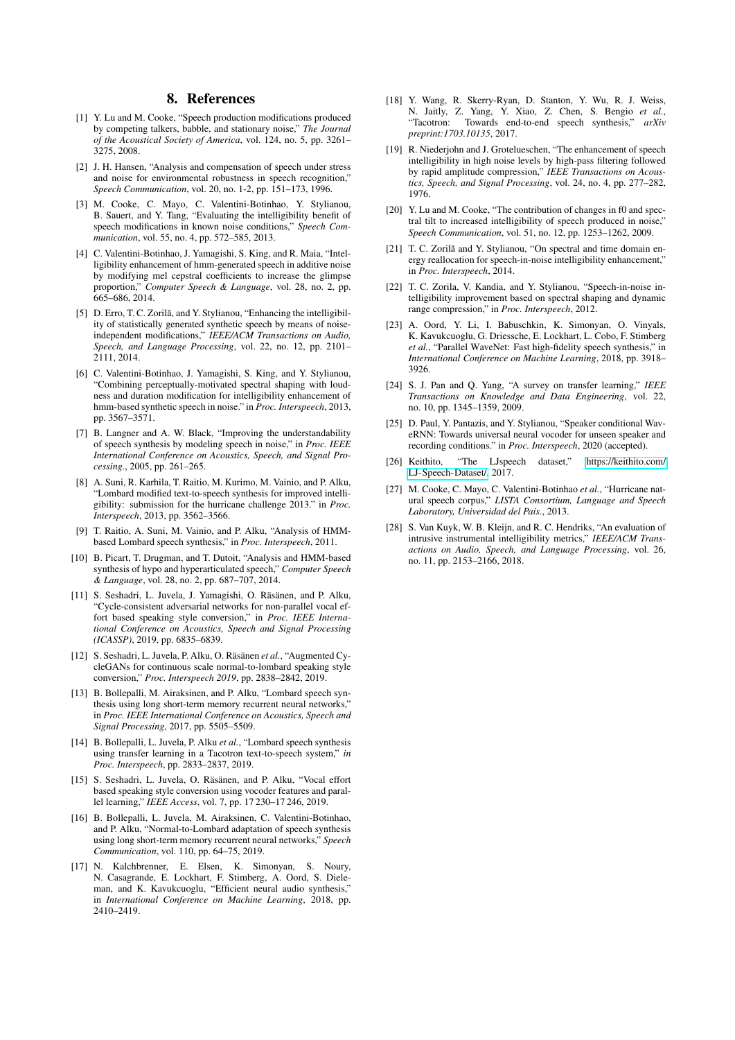## 8. References

[1] Y. Lu and M. Cooke, "Speech production modifications produced by competing talkers, babble, and stationary noise," *The Journal of the Acoustical Society of America*, vol. 124, no. 5, pp. 3261–3275, 2008.

[2] J. H. Hansen, "Analysis and compensation of speech under stress and noise for environmental robustness in speech recognition," *Speech Communication*, vol. 20, no. 1-2, pp. 151–173, 1996.

[3] M. Cooke, C. Mayo, C. Valentini-Botinhao, Y. Stylianou, B. Sauert, and Y. Tang, "Evaluating the intelligibility benefit of speech modifications in known noise conditions," *Speech Communication*, vol. 55, no. 4, pp. 572–585, 2013.

[4] C. Valentini-Botinhao, J. Yamagishi, S. King, and R. Maia, "Intelligibility enhancement of hmm-generated speech in additive noise by modifying mel cepstral coefficients to increase the glimpse proportion," *Computer Speech & Language*, vol. 28, no. 2, pp. 665–686, 2014.

[5] D. Erro, T. C. Zorilă, and Y. Stylianou, "Enhancing the intelligibility of statistically generated synthetic speech by means of noise-independent modifications," *IEEE/ACM Transactions on Audio, Speech, and Language Processing*, vol. 22, no. 12, pp. 2101–2111, 2014.

[6] C. Valentini-Botinhao, J. Yamagishi, S. King, and Y. Stylianou, "Combining perceptually-motivated spectral shaping with loudness and duration modification for intelligibility enhancement of hmm-based synthetic speech in noise." in *Proc. Interspeech*, 2013, pp. 3567–3571.

[7] B. Langner and A. W. Black, "Improving the understandability of speech synthesis by modeling speech in noise," in *Proc. IEEE International Conference on Acoustics, Speech, and Signal Processing.*, 2005, pp. 261–265.

[8] A. Suni, R. Karhila, T. Raitio, M. Kurimo, M. Vainio, and P. Alku, "Lombard modified text-to-speech synthesis for improved intelligibility: submission for the hurricane challenge 2013." in *Proc. Interspeech*, 2013, pp. 3562–3566.

[9] T. Raitio, A. Suni, M. Vainio, and P. Alku, "Analysis of HMM-based Lombard speech synthesis," in *Proc. Interspeech*, 2011.

[10] B. Picart, T. Drugman, and T. Dutoit, "Analysis and HMM-based synthesis of hypo and hyperarticulated speech," *Computer Speech & Language*, vol. 28, no. 2, pp. 687–707, 2014.

[11] S. Seshadri, L. Juvela, J. Yamagishi, O. Räsänen, and P. Alku, "Cycle-consistent adversarial networks for non-parallel vocal effort based speaking style conversion," in *Proc. IEEE International Conference on Acoustics, Speech and Signal Processing (ICASSP)*, 2019, pp. 6835–6839.

[12] S. Seshadri, L. Juvela, P. Alku, O. Räsänen *et al.*, "Augmented CycleGANs for continuous scale normal-to-lombard speaking style conversion," *Proc. Interspeech 2019*, pp. 2838–2842, 2019.

[13] B. Bollepalli, M. Airaksinen, and P. Alku, "Lombard speech synthesis using long short-term memory recurrent neural networks," in *Proc. IEEE International Conference on Acoustics, Speech and Signal Processing*, 2017, pp. 5505–5509.

[14] B. Bollepalli, L. Juvela, P. Alku *et al.*, "Lombard speech synthesis using transfer learning in a Tacotron text-to-speech system," *in Proc. Interspeech*, pp. 2833–2837, 2019.

[15] S. Seshadri, L. Juvela, O. Räsänen, and P. Alku, "Vocal effort based speaking style conversion using vocoder features and parallel learning," *IEEE Access*, vol. 7, pp. 17 230–17 246, 2019.

[16] B. Bollepalli, L. Juvela, M. Airaksinen, C. Valentini-Botinhao, and P. Alku, "Normal-to-Lombard adaptation of speech synthesis using long short-term memory recurrent neural networks," *Speech Communication*, vol. 110, pp. 64–75, 2019.

[17] N. Kalchbrenner, E. Elsen, K. Simonyan, S. Noury, N. Casagrande, E. Lockhart, F. Stimberg, A. Oord, S. Dieleman, and K. Kavukcuoglu, "Efficient neural audio synthesis," in *International Conference on Machine Learning*, 2018, pp. 2410–2419.

[18] Y. Wang, R. Skerry-Ryan, D. Stanton, Y. Wu, R. J. Weiss, N. Jaitly, Z. Yang, Y. Xiao, Z. Chen, S. Bengio *et al.*, "Tacotron: Towards end-to-end speech synthesis," *arXiv preprint:1703.10135*, 2017.

[19] R. Niederjohn and J. Grotelueschen, "The enhancement of speech intelligibility in high noise levels by high-pass filtering followed by rapid amplitude compression," *IEEE Transactions on Acoustics, Speech, and Signal Processing*, vol. 24, no. 4, pp. 277–282, 1976.

[20] Y. Lu and M. Cooke, "The contribution of changes in f0 and spectral tilt to increased intelligibility of speech produced in noise," *Speech Communication*, vol. 51, no. 12, pp. 1253–1262, 2009.

[21] T. C. Zorilă and Y. Stylianou, "On spectral and time domain energy reallocation for speech-in-noise intelligibility enhancement," in *Proc. Interspeech*, 2014.

[22] T. C. Zorila, V. Kandia, and Y. Stylianou, "Speech-in-noise intelligibility improvement based on spectral shaping and dynamic range compression," in *Proc. Interspeech*, 2012.

[23] A. Oord, Y. Li, I. Babuschkin, K. Simonyan, O. Vinyals, K. Kavukcuoglu, G. Driessche, E. Lockhart, L. Cobo, F. Stimberg *et al.*, "Parallel WaveNet: Fast high-fidelity speech synthesis," in *International Conference on Machine Learning*, 2018, pp. 3918–3926.

[24] S. J. Pan and Q. Yang, "A survey on transfer learning," *IEEE Transactions on Knowledge and Data Engineering*, vol. 22, no. 10, pp. 1345–1359, 2009.

[25] D. Paul, Y. Pantazis, and Y. Stylianou, "Speaker conditional WaveRNN: Towards universal neural vocoder for unseen speaker and recording conditions." in *Proc. Interspeech*, 2020 (accepted).

[26] Keithito, "The LJspeech dataset," https://keithito.com/LJ-Speech-Dataset/, 2017.

[27] M. Cooke, C. Mayo, C. Valentini-Botinhao *et al.*, "Hurricane natural speech corpus," *LISTA Consortium, Language and Speech Laboratory, Universidad del Pais.*, 2013.

[28] S. Van Kuyk, W. B. Kleijn, and R. C. Hendriks, "An evaluation of intrusive instrumental intelligibility metrics," *IEEE/ACM Transactions on Audio, Speech, and Language Processing*, vol. 26, no. 11, pp. 2153–2166, 2018.